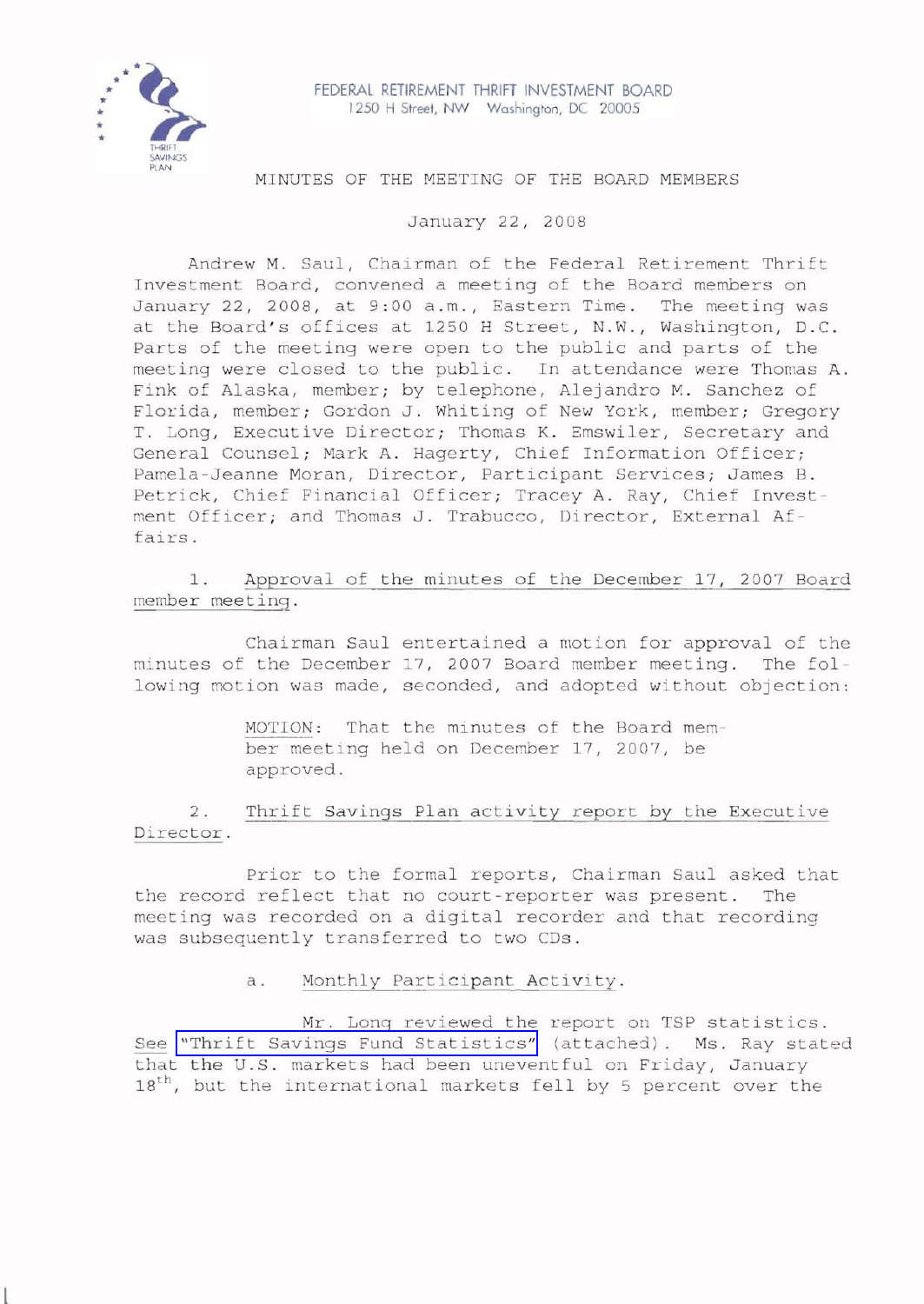FEDERAL RETIREMENT THRIFT INVESTMENT BOARD
1250 H Street, NW Washington, DC 20005

# MINUTES OF THE MEETING OF THE BOARD MEMBERS

January 22, 2008

Andrew M. Saul, Chairman of the Federal Retirement Thrift Investment Board, convened a meeting of the Board members on January 22, 2008, at 9:00 a.m., Eastern Time. The meeting was at the Board's offices at 1250 H Street, N.W., Washington, D.C. Parts of the meeting were open to the public and parts of the meeting were closed to the public. In attendance were Thomas A. Fink of Alaska, member; by telephone, Alejandro M. Sanchez of Florida, member; Gordon J. Whiting of New York, member; Gregory T. Long, Executive Director; Thomas K. Emswiler, Secretary and General Counsel; Mark A. Hagerty, Chief Information Officer; Pamela-Jeanne Moran, Director, Participant Services; James B. Petrick, Chief Financial Officer; Tracey A. Ray, Chief Investment Officer; and Thomas J. Trabucco, Director, External Affairs.

1. Approval of the minutes of the December 17, 2007 Board member meeting.

Chairman Saul entertained a motion for approval of the minutes of the December 17, 2007 Board member meeting. The following motion was made, seconded, and adopted without objection:

> MOTION: That the minutes of the Board member meeting held on December 17, 2007, be approved.

2. Thrift Savings Plan activity report by the Executive Director.

Prior to the formal reports, Chairman Saul asked that the record reflect that no court-reporter was present. The meeting was recorded on a digital recorder and that recording was subsequently transferred to two CDs.

a. Monthly Participant Activity.

Mr. Long reviewed the report on TSP statistics. See "Thrift Savings Fund Statistics" (attached). Ms. Ray stated that the U.S. markets had been uneventful on Friday, January 18th, but the international markets fell by 5 percent over the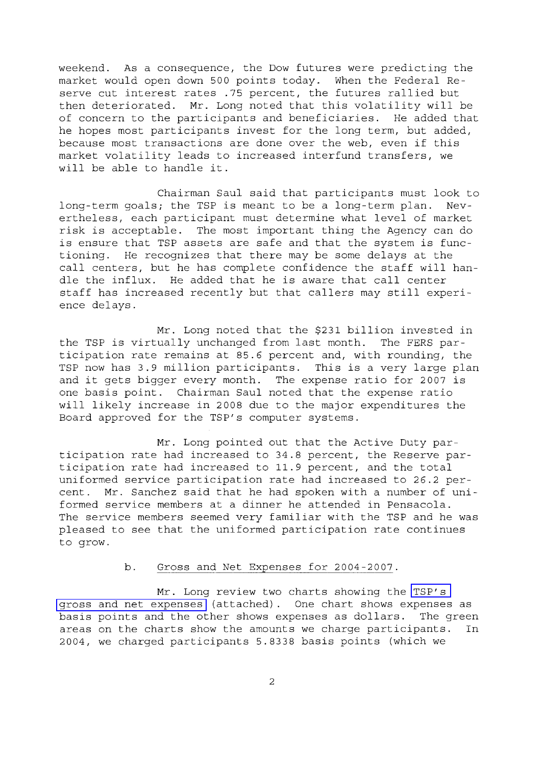weekend. As a consequence, the Dow futures were predicting the market would open down 500 points today. When the Federal Reserve cut interest rates .75 percent, the futures rallied but then deteriorated. Mr. Long noted that this volatility will be of concern to the participants and beneficiaries. He added that he hopes most participants invest for the long term, but added, because most transactions are done over the web, even if this market volatility leads to increased interfund transfers, we will be able to handle it.

Chairman Saul said that participants must look to long-term goals; the TSP is meant to be a long-term plan. Nevertheless, each participant must determine what level of market risk is acceptable. The most important thing the Agency can do is ensure that TSP assets are safe and that the system is functioning. He recognizes that there may be some delays at the call centers, but he has complete confidence the staff will handle the influx. He added that he is aware that call center staff has increased recently but that callers may still experience delays.

Mr. Long noted that the $231 billion invested in the TSP is virtually unchanged from last month. The FERS participation rate remains at 85.6 percent and, with rounding, the TSP now has 3.9 million participants. This is a very large plan and it gets bigger every month. The expense ratio for 2007 is one basis point. Chairman Saul noted that the expense ratio will likely increase in 2008 due to the major expenditures the Board approved for the TSP's computer systems.

Mr. Long pointed out that the Active Duty participation rate had increased to 34.8 percent, the Reserve participation rate had increased to 11.9 percent, and the total uniformed service participation rate had increased to 26.2 percent. Mr. Sanchez said that he had spoken with a number of uniformed service members at a dinner he attended in Pensacola. The service members seemed very familiar with the TSP and he was pleased to see that the uniformed participation rate continues to grow.

b. Gross and Net Expenses for 2004-2007.

Mr. Long review two charts showing the TSP's gross and net expenses (attached). One chart shows expenses as basis points and the other shows expenses as dollars. The green areas on the charts show the amounts we charge participants. In 2004, we charged participants 5.8338 basis points (which we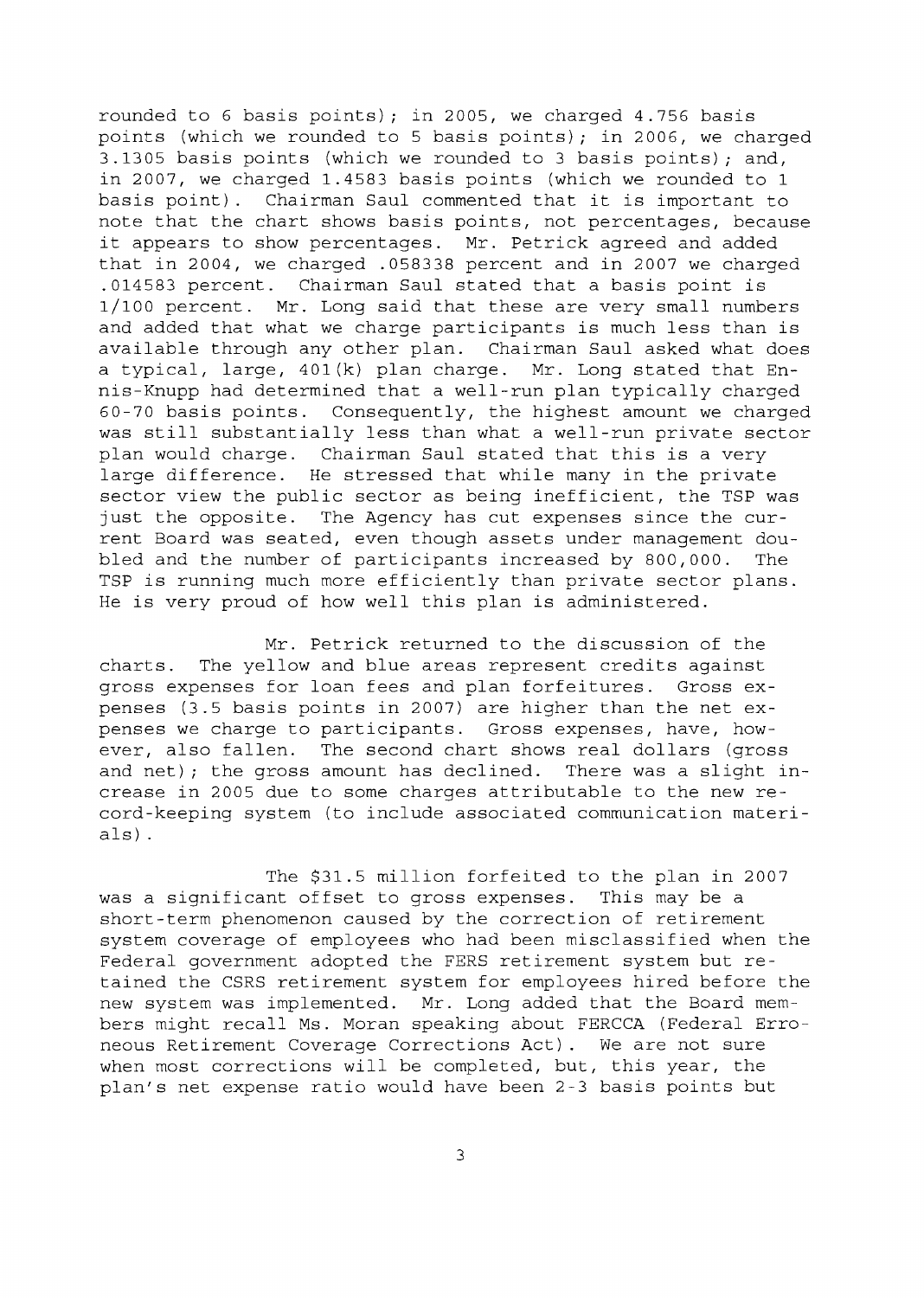rounded to 6 basis points); in 2005, we charged 4.756 basis points (which we rounded to 5 basis points); in 2006, we charged 3.1305 basis points (which we rounded to 3 basis points); and, in 2007, we charged 1.4583 basis points (which we rounded to 1 basis point). Chairman Saul commented that it is important to note that the chart shows basis points, not percentages, because it appears to show percentages. Mr. Petrick agreed and added that in 2004, we charged .058338 percent and in 2007 we charged .014583 percent. Chairman Saul stated that a basis point is 1/100 percent. Mr. Long said that these are very small numbers and added that what we charge participants is much less than is available through any other plan. Chairman Saul asked what does a typical, large, 401(k) plan charge. Mr. Long stated that Ennis-Knupp had determined that a well-run plan typically charged 60-70 basis points. Consequently, the highest amount we charged was still substantially less than what a well-run private sector plan would charge. Chairman Saul stated that this is a very large difference. He stressed that while many in the private sector view the public sector as being inefficient, the TSP was just the opposite. The Agency has cut expenses since the current Board was seated, even though assets under management doubled and the number of participants increased by 800,000. The TSP is running much more efficiently than private sector plans. He is very proud of how well this plan is administered.

Mr. Petrick returned to the discussion of the charts. The yellow and blue areas represent credits against gross expenses for loan fees and plan forfeitures. Gross expenses (3.5 basis points in 2007) are higher than the net expenses we charge to participants. Gross expenses, have, however, also fallen. The second chart shows real dollars (gross and net); the gross amount has declined. There was a slight increase in 2005 due to some charges attributable to the new record-keeping system (to include associated communication materials).

The $31.5 million forfeited to the plan in 2007 was a significant offset to gross expenses. This may be a short-term phenomenon caused by the correction of retirement system coverage of employees who had been misclassified when the Federal government adopted the FERS retirement system but retained the CSRS retirement system for employees hired before the new system was implemented. Mr. Long added that the Board members might recall Ms. Moran speaking about FERCCA (Federal Erroneous Retirement Coverage Corrections Act). We are not sure when most corrections will be completed, but, this year, the plan's net expense ratio would have been 2-3 basis points but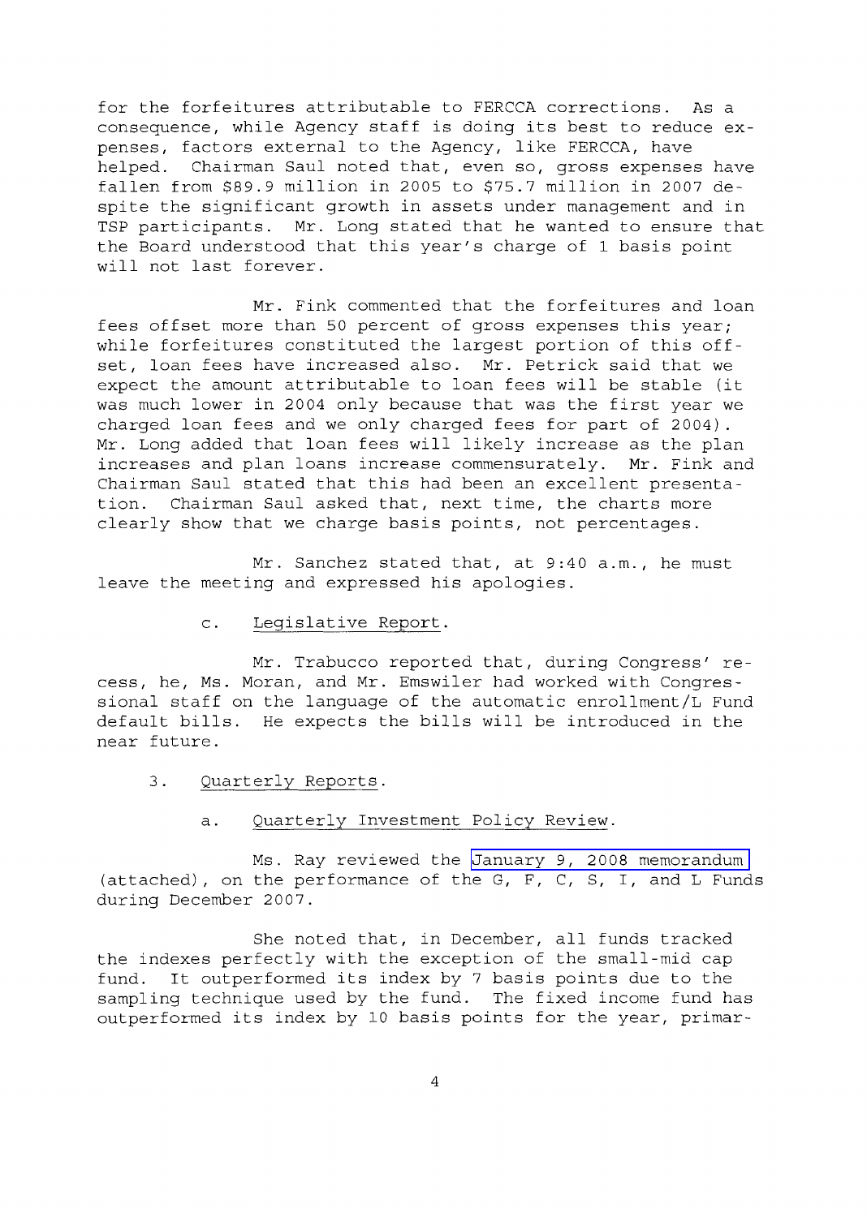for the forfeitures attributable to FERCCA corrections. As a consequence, while Agency staff is doing its best to reduce expenses, factors external to the Agency, like FERCCA, have helped. Chairman Saul noted that, even so, gross expenses have fallen from $89.9 million in 2005 to $75.7 million in 2007 despite the significant growth in assets under management and in TSP participants. Mr. Long stated that he wanted to ensure that the Board understood that this year's charge of 1 basis point will not last forever.

Mr. Fink commented that the forfeitures and loan fees offset more than 50 percent of gross expenses this year; while forfeitures constituted the largest portion of this offset, loan fees have increased also. Mr. Petrick said that we expect the amount attributable to loan fees will be stable (it was much lower in 2004 only because that was the first year we charged loan fees and we only charged fees for part of 2004). Mr. Long added that loan fees will likely increase as the plan increases and plan loans increase commensurately. Mr. Fink and Chairman Saul stated that this had been an excellent presentation. Chairman Saul asked that, next time, the charts more clearly show that we charge basis points, not percentages.

Mr. Sanchez stated that, at 9:40 a.m., he must leave the meeting and expressed his apologies.

c. Legislative Report.

Mr. Trabucco reported that, during Congress' recess, he, Ms. Moran, and Mr. Emswiler had worked with Congressional staff on the language of the automatic enrollment/L Fund default bills. He expects the bills will be introduced in the near future.

3. Quarterly Reports.

a. Quarterly Investment Policy Review.

Ms. Ray reviewed the January 9, 2008 memorandum (attached), on the performance of the G, F, C, S, I, and L Funds during December 2007.

She noted that, in December, all funds tracked the indexes perfectly with the exception of the small-mid cap fund. It outperformed its index by 7 basis points due to the sampling technique used by the fund. The fixed income fund has outperformed its index by 10 basis points for the year, primar-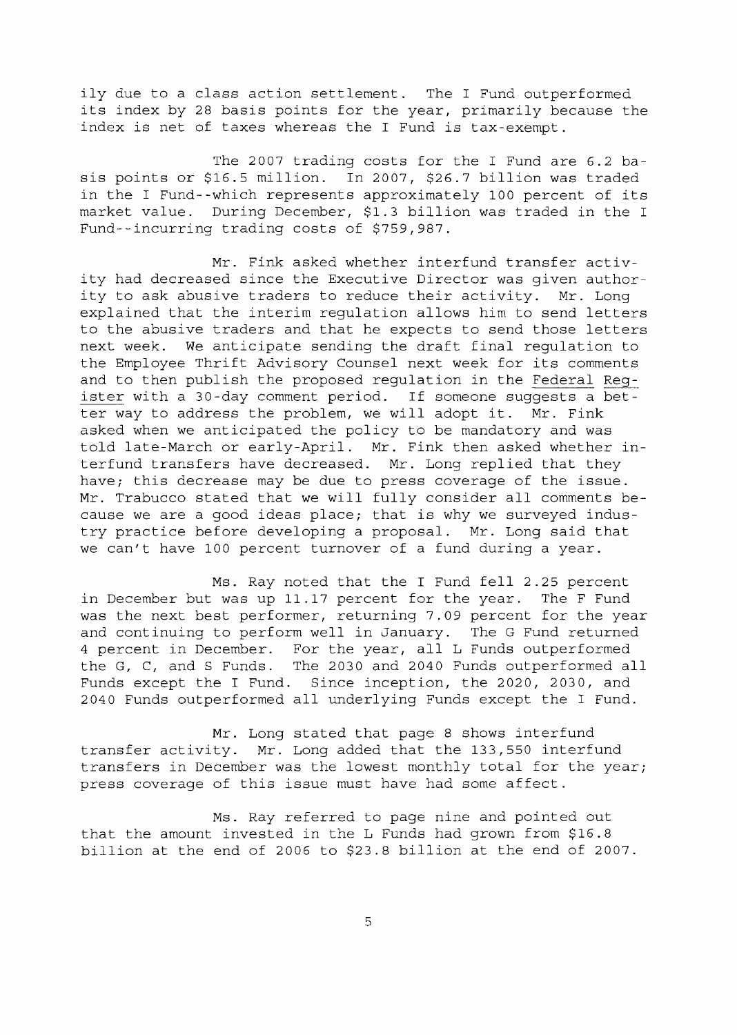ily due to a class action settlement. The I Fund outperformed its index by 28 basis points for the year, primarily because the index is net of taxes whereas the I Fund is tax-exempt.

The 2007 trading costs for the I Fund are 6.2 basis points or $16.5 million. In 2007, $26.7 billion was traded in the I Fund--which represents approximately 100 percent of its market value. During December, $1.3 billion was traded in the I Fund--incurring trading costs of $759,987.

Mr. Fink asked whether interfund transfer activity had decreased since the Executive Director was given authority to ask abusive traders to reduce their activity. Mr. Long explained that the interim regulation allows him to send letters to the abusive traders and that he expects to send those letters next week. We anticipate sending the draft final regulation to the Employee Thrift Advisory Counsel next week for its comments and to then publish the proposed regulation in the Federal Register with a 30-day comment period. If someone suggests a better way to address the problem, we will adopt it. Mr. Fink asked when we anticipated the policy to be mandatory and was told late-March or early-April. Mr. Fink then asked whether interfund transfers have decreased. Mr. Long replied that they have; this decrease may be due to press coverage of the issue. Mr. Trabucco stated that we will fully consider all comments because we are a good ideas place; that is why we surveyed industry practice before developing a proposal. Mr. Long said that we can't have 100 percent turnover of a fund during a year.

Ms. Ray noted that the I Fund fell 2.25 percent in December but was up 11.17 percent for the year. The F Fund was the next best performer, returning 7.09 percent for the year and continuing to perform well in January. The G Fund returned 4 percent in December. For the year, all L Funds outperformed the G, C, and S Funds. The 2030 and 2040 Funds outperformed all Funds except the I Fund. Since inception, the 2020, 2030, and 2040 Funds outperformed all underlying Funds except the I Fund.

Mr. Long stated that page 8 shows interfund transfer activity. Mr. Long added that the 133,550 interfund transfers in December was the lowest monthly total for the year; press coverage of this issue must have had some affect.

Ms. Ray referred to page nine and pointed out that the amount invested in the L Funds had grown from $16.8 billion at the end of 2006 to $23.8 billion at the end of 2007.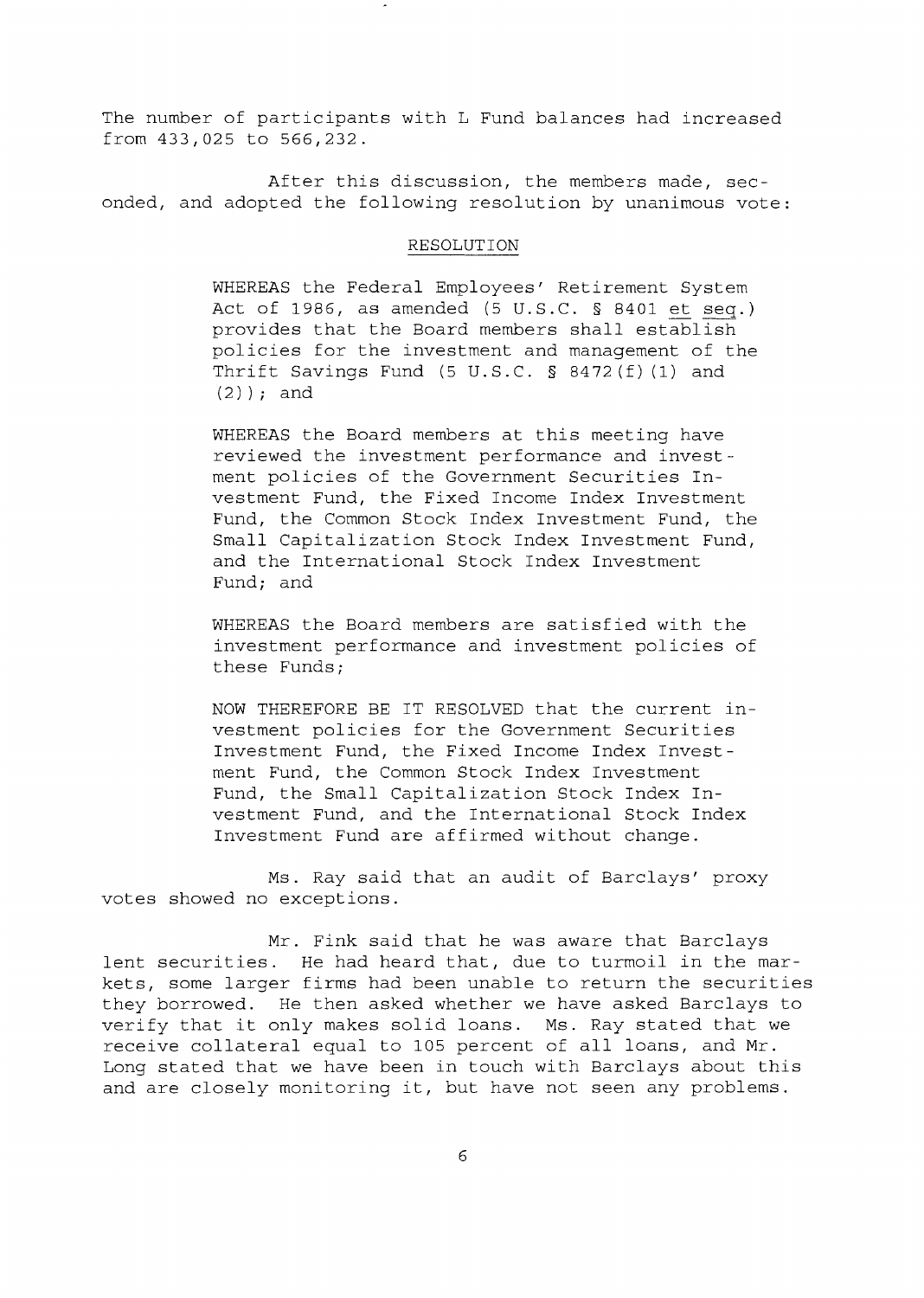The number of participants with L Fund balances had increased from 433,025 to 566,232.

After this discussion, the members made, seconded, and adopted the following resolution by unanimous vote:

<u>RESOLUTION</u>

> WHEREAS the Federal Employees' Retirement System Act of 1986, as amended (5 U.S.C. § 8401 <u>et seq</u>.) provides that the Board members shall establish policies for the investment and management of the Thrift Savings Fund (5 U.S.C. § 8472(f)(1) and (2)); and
>
> WHEREAS the Board members at this meeting have reviewed the investment performance and investment policies of the Government Securities Investment Fund, the Fixed Income Index Investment Fund, the Common Stock Index Investment Fund, the Small Capitalization Stock Index Investment Fund, and the International Stock Index Investment Fund; and
>
> WHEREAS the Board members are satisfied with the investment performance and investment policies of these Funds;
>
> NOW THEREFORE BE IT RESOLVED that the current investment policies for the Government Securities Investment Fund, the Fixed Income Index Investment Fund, the Common Stock Index Investment Fund, the Small Capitalization Stock Index Investment Fund, and the International Stock Index Investment Fund are affirmed without change.

Ms. Ray said that an audit of Barclays' proxy votes showed no exceptions.

Mr. Fink said that he was aware that Barclays lent securities. He had heard that, due to turmoil in the markets, some larger firms had been unable to return the securities they borrowed. He then asked whether we have asked Barclays to verify that it only makes solid loans. Ms. Ray stated that we receive collateral equal to 105 percent of all loans, and Mr. Long stated that we have been in touch with Barclays about this and are closely monitoring it, but have not seen any problems.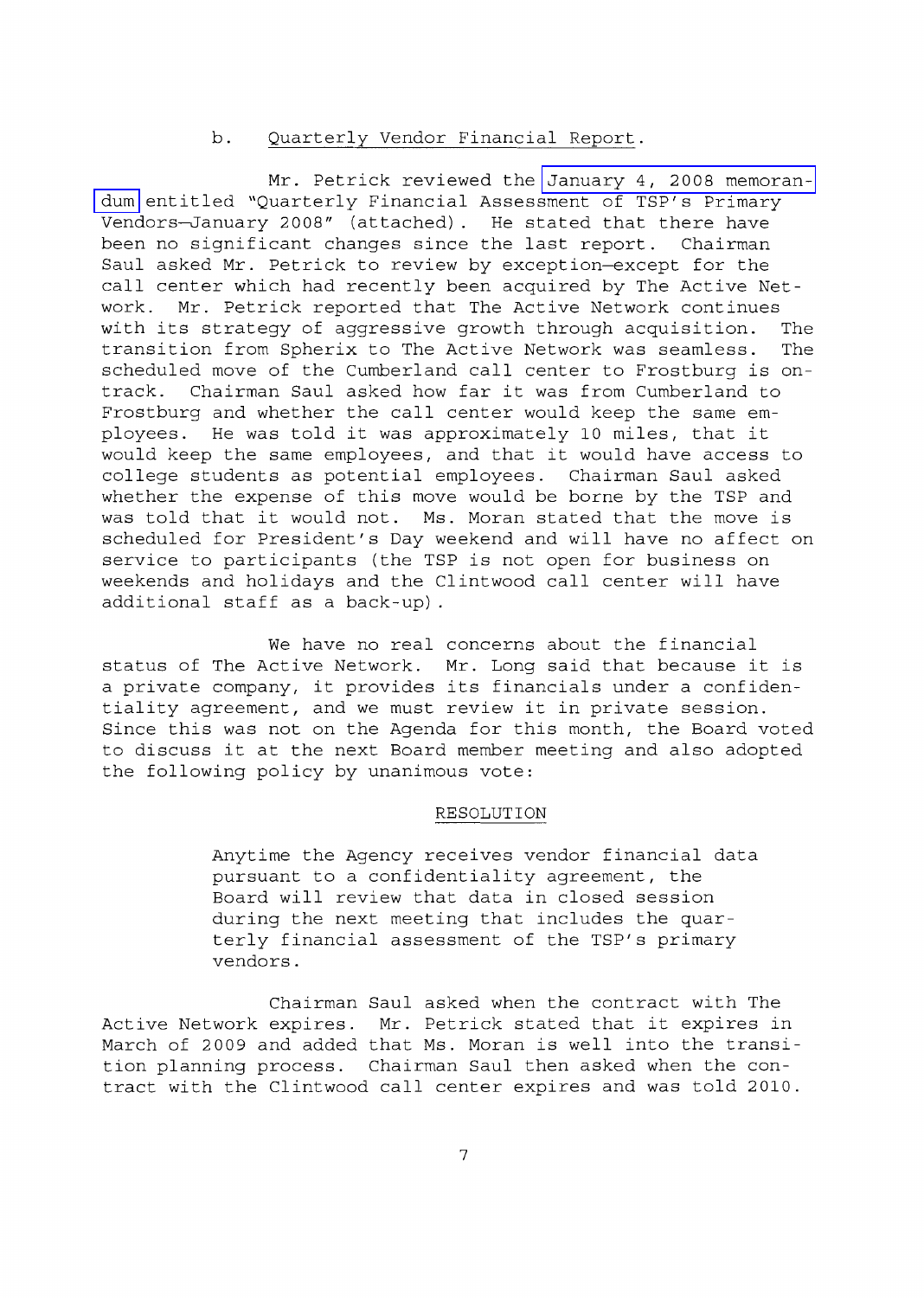b. Quarterly Vendor Financial Report.

Mr. Petrick reviewed the January 4, 2008 memorandum entitled "Quarterly Financial Assessment of TSP's Primary Vendors—January 2008" (attached). He stated that there have been no significant changes since the last report. Chairman Saul asked Mr. Petrick to review by exception—except for the call center which had recently been acquired by The Active Network. Mr. Petrick reported that The Active Network continues with its strategy of aggressive growth through acquisition. The transition from Spherix to The Active Network was seamless. The scheduled move of the Cumberland call center to Frostburg is on-track. Chairman Saul asked how far it was from Cumberland to Frostburg and whether the call center would keep the same employees. He was told it was approximately 10 miles, that it would keep the same employees, and that it would have access to college students as potential employees. Chairman Saul asked whether the expense of this move would be borne by the TSP and was told that it would not. Ms. Moran stated that the move is scheduled for President's Day weekend and will have no affect on service to participants (the TSP is not open for business on weekends and holidays and the Clintwood call center will have additional staff as a back-up).

We have no real concerns about the financial status of The Active Network. Mr. Long said that because it is a private company, it provides its financials under a confidentiality agreement, and we must review it in private session. Since this was not on the Agenda for this month, the Board voted to discuss it at the next Board member meeting and also adopted the following policy by unanimous vote:

RESOLUTION

> Anytime the Agency receives vendor financial data pursuant to a confidentiality agreement, the Board will review that data in closed session during the next meeting that includes the quarterly financial assessment of the TSP's primary vendors.

Chairman Saul asked when the contract with The Active Network expires. Mr. Petrick stated that it expires in March of 2009 and added that Ms. Moran is well into the transition planning process. Chairman Saul then asked when the contract with the Clintwood call center expires and was told 2010.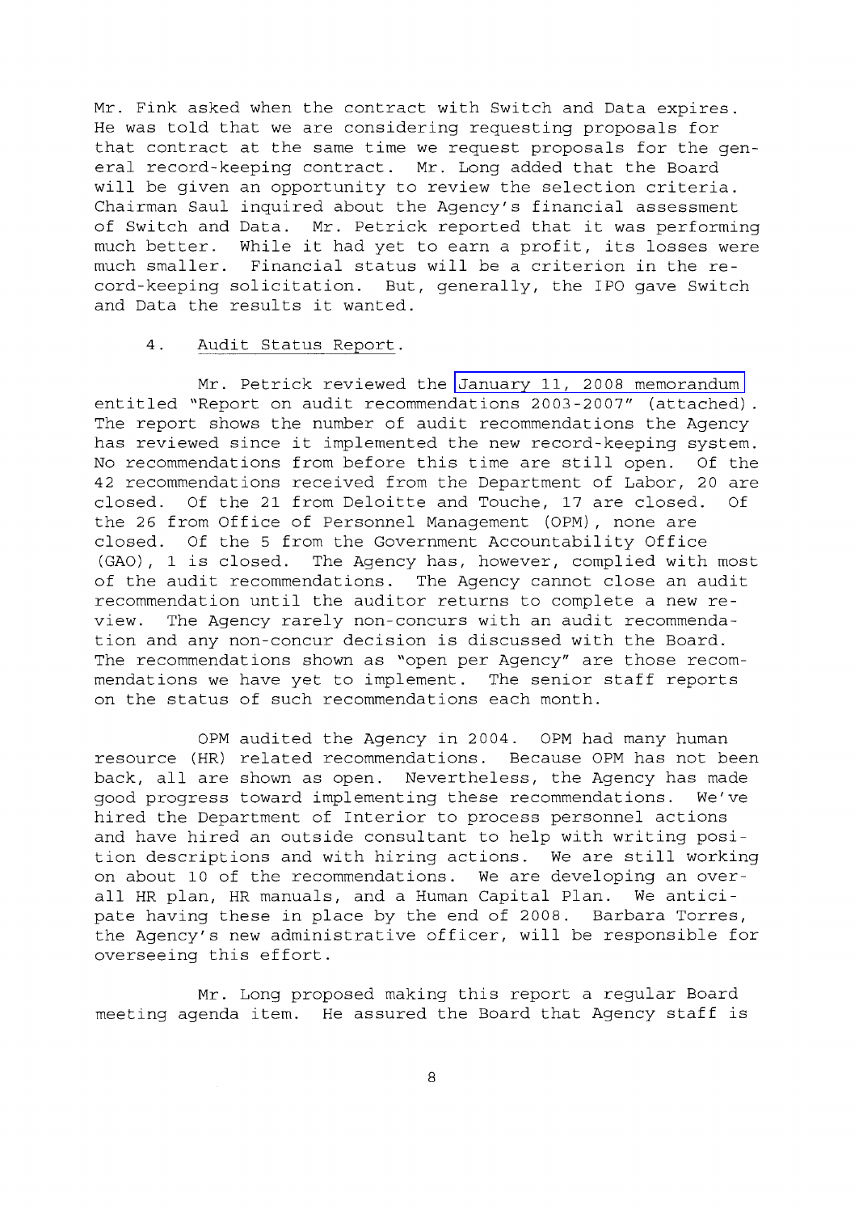Mr. Fink asked when the contract with Switch and Data expires. He was told that we are considering requesting proposals for that contract at the same time we request proposals for the general record-keeping contract. Mr. Long added that the Board will be given an opportunity to review the selection criteria. Chairman Saul inquired about the Agency's financial assessment of Switch and Data. Mr. Petrick reported that it was performing much better. While it had yet to earn a profit, its losses were much smaller. Financial status will be a criterion in the record-keeping solicitation. But, generally, the IPO gave Switch and Data the results it wanted.

4. Audit Status Report.

Mr. Petrick reviewed the January 11, 2008 memorandum entitled "Report on audit recommendations 2003-2007" (attached). The report shows the number of audit recommendations the Agency has reviewed since it implemented the new record-keeping system. No recommendations from before this time are still open. Of the 42 recommendations received from the Department of Labor, 20 are closed. Of the 21 from Deloitte and Touche, 17 are closed. Of the 26 from Office of Personnel Management (OPM), none are closed. Of the 5 from the Government Accountability Office (GAO), 1 is closed. The Agency has, however, complied with most of the audit recommendations. The Agency cannot close an audit recommendation until the auditor returns to complete a new review. The Agency rarely non-concurs with an audit recommendation and any non-concur decision is discussed with the Board. The recommendations shown as "open per Agency" are those recommendations we have yet to implement. The senior staff reports on the status of such recommendations each month.

OPM audited the Agency in 2004. OPM had many human resource (HR) related recommendations. Because OPM has not been back, all are shown as open. Nevertheless, the Agency has made good progress toward implementing these recommendations. We've hired the Department of Interior to process personnel actions and have hired an outside consultant to help with writing position descriptions and with hiring actions. We are still working on about 10 of the recommendations. We are developing an overall HR plan, HR manuals, and a Human Capital Plan. We anticipate having these in place by the end of 2008. Barbara Torres, the Agency's new administrative officer, will be responsible for overseeing this effort.

Mr. Long proposed making this report a regular Board meeting agenda item. He assured the Board that Agency staff is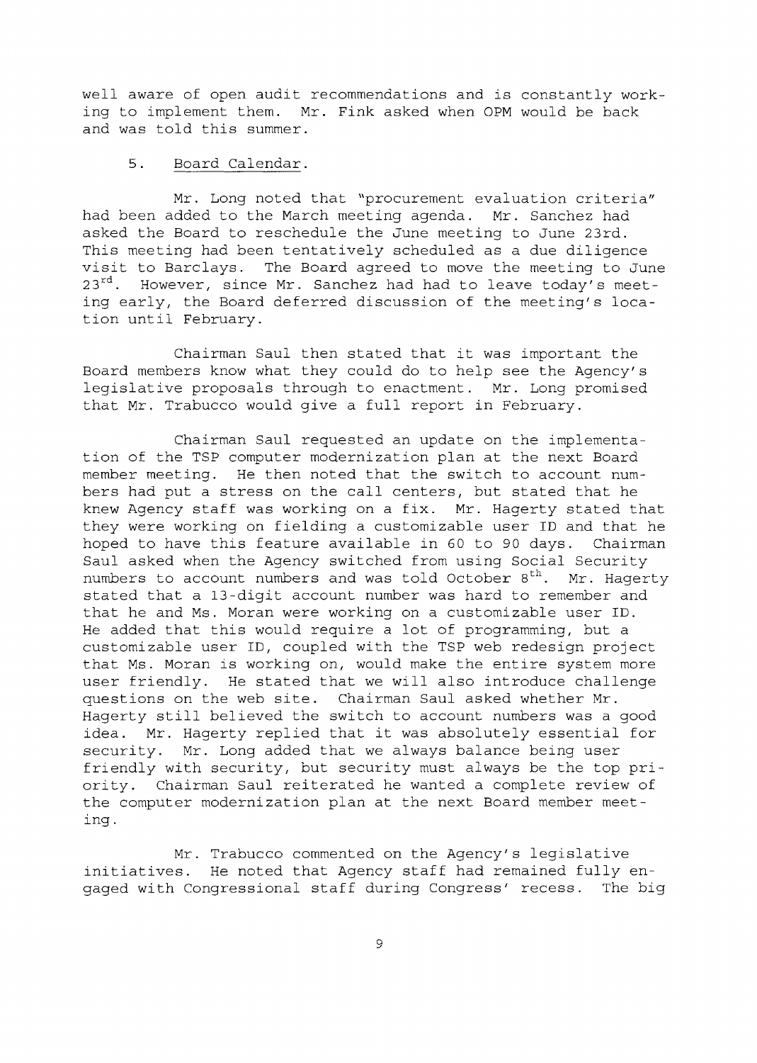well aware of open audit recommendations and is constantly working to implement them. Mr. Fink asked when OPM would be back and was told this summer.

5. Board Calendar.

Mr. Long noted that "procurement evaluation criteria" had been added to the March meeting agenda. Mr. Sanchez had asked the Board to reschedule the June meeting to June 23rd. This meeting had been tentatively scheduled as a due diligence visit to Barclays. The Board agreed to move the meeting to June 23rd. However, since Mr. Sanchez had had to leave today's meeting early, the Board deferred discussion of the meeting's location until February.

Chairman Saul then stated that it was important the Board members know what they could do to help see the Agency's legislative proposals through to enactment. Mr. Long promised that Mr. Trabucco would give a full report in February.

Chairman Saul requested an update on the implementation of the TSP computer modernization plan at the next Board member meeting. He then noted that the switch to account numbers had put a stress on the call centers, but stated that he knew Agency staff was working on a fix. Mr. Hagerty stated that they were working on fielding a customizable user ID and that he hoped to have this feature available in 60 to 90 days. Chairman Saul asked when the Agency switched from using Social Security numbers to account numbers and was told October 8th. Mr. Hagerty stated that a 13-digit account number was hard to remember and that he and Ms. Moran were working on a customizable user ID. He added that this would require a lot of programming, but a customizable user ID, coupled with the TSP web redesign project that Ms. Moran is working on, would make the entire system more user friendly. He stated that we will also introduce challenge questions on the web site. Chairman Saul asked whether Mr. Hagerty still believed the switch to account numbers was a good idea. Mr. Hagerty replied that it was absolutely essential for security. Mr. Long added that we always balance being user friendly with security, but security must always be the top priority. Chairman Saul reiterated he wanted a complete review of the computer modernization plan at the next Board member meeting.

Mr. Trabucco commented on the Agency's legislative initiatives. He noted that Agency staff had remained fully engaged with Congressional staff during Congress' recess. The big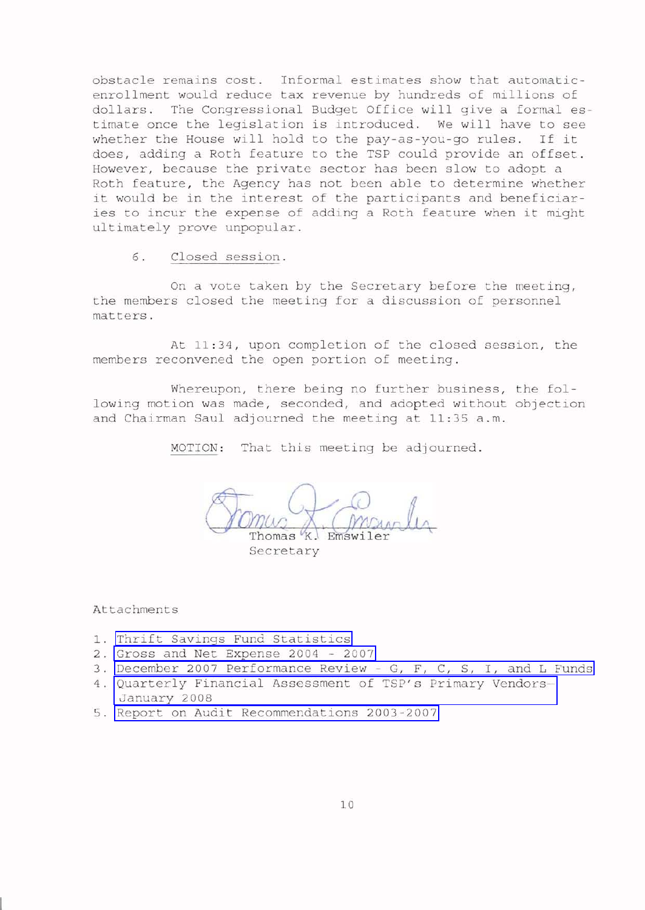obstacle remains cost. Informal estimates show that automatic-enrollment would reduce tax revenue by hundreds of millions of dollars. The Congressional Budget Office will give a formal estimate once the legislation is introduced. We will have to see whether the House will hold to the pay-as-you-go rules. If it does, adding a Roth feature to the TSP could provide an offset. However, because the private sector has been slow to adopt a Roth feature, the Agency has not been able to determine whether it would be in the interest of the participants and beneficiaries to incur the expense of adding a Roth feature when it might ultimately prove unpopular.

6. Closed session.

On a vote taken by the Secretary before the meeting, the members closed the meeting for a discussion of personnel matters.

At 11:34, upon completion of the closed session, the members reconvened the open portion of meeting.

Whereupon, there being no further business, the following motion was made, seconded, and adopted without objection and Chairman Saul adjourned the meeting at 11:35 a.m.

MOTION: That this meeting be adjourned.

Thomas K. Emswiler
Secretary

Attachments

1. Thrift Savings Fund Statistics
2. Gross and Net Expense 2004 - 2007
3. December 2007 Performance Review - G, F, C, S, I, and L Funds
4. Quarterly Financial Assessment of TSP's Primary Vendors–January 2008
5. Report on Audit Recommendations 2003-2007